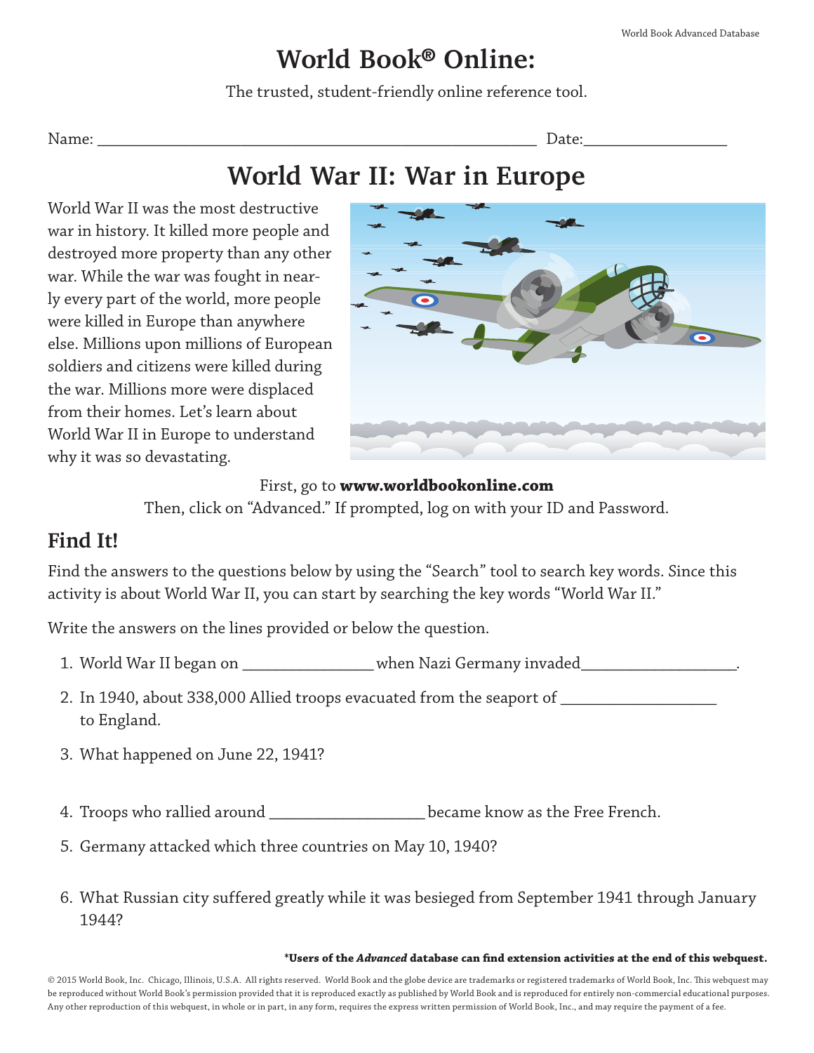# World Book® Online:

The trusted, student-friendly online reference tool.

Name: ______________________________________________ Date:_______________

## World War II: War in Europe

World War II was the most destructive war in history. It killed more people and destroyed more property than any other war. While the war was fought in nearly every part of the world, more people were killed in Europe than anywhere else. Millions upon millions of European soldiers and citizens were killed during the war. Millions more were displaced from their homes. Let's learn about World War II in Europe to understand why it was so devastating.

First, go to **www.worldbookonline.com**

Then, click on "Advanced." If prompted, log on with your ID and Password.

## Find It!

Find the answers to the questions below by using the "Search" tool to search key words. Since this activity is about World War II, you can start by searching the key words "World War II."

Write the answers on the lines provided or below the question.

1. World War II began on ______________ when Nazi Germany invaded_______________.
2. In 1940, about 338,000 Allied troops evacuated from the seaport of _______________ to England.
3. What happened on June 22, 1941?
4. Troops who rallied around _______________ became know as the Free French.
5. Germany attacked which three countries on May 10, 1940?
6. What Russian city suffered greatly while it was besieged from September 1941 through January 1944?

**\*Users of the *Advanced* database can find extension activities at the end of this webquest.**

© 2015 World Book, Inc. Chicago, Illinois, U.S.A. All rights reserved. World Book and the globe device are trademarks or registered trademarks of World Book, Inc. This webquest may be reproduced without World Book's permission provided that it is reproduced exactly as published by World Book and is reproduced for entirely non-commercial educational purposes. Any other reproduction of this webquest, in whole or in part, in any form, requires the express written permission of World Book, Inc., and may require the payment of a fee.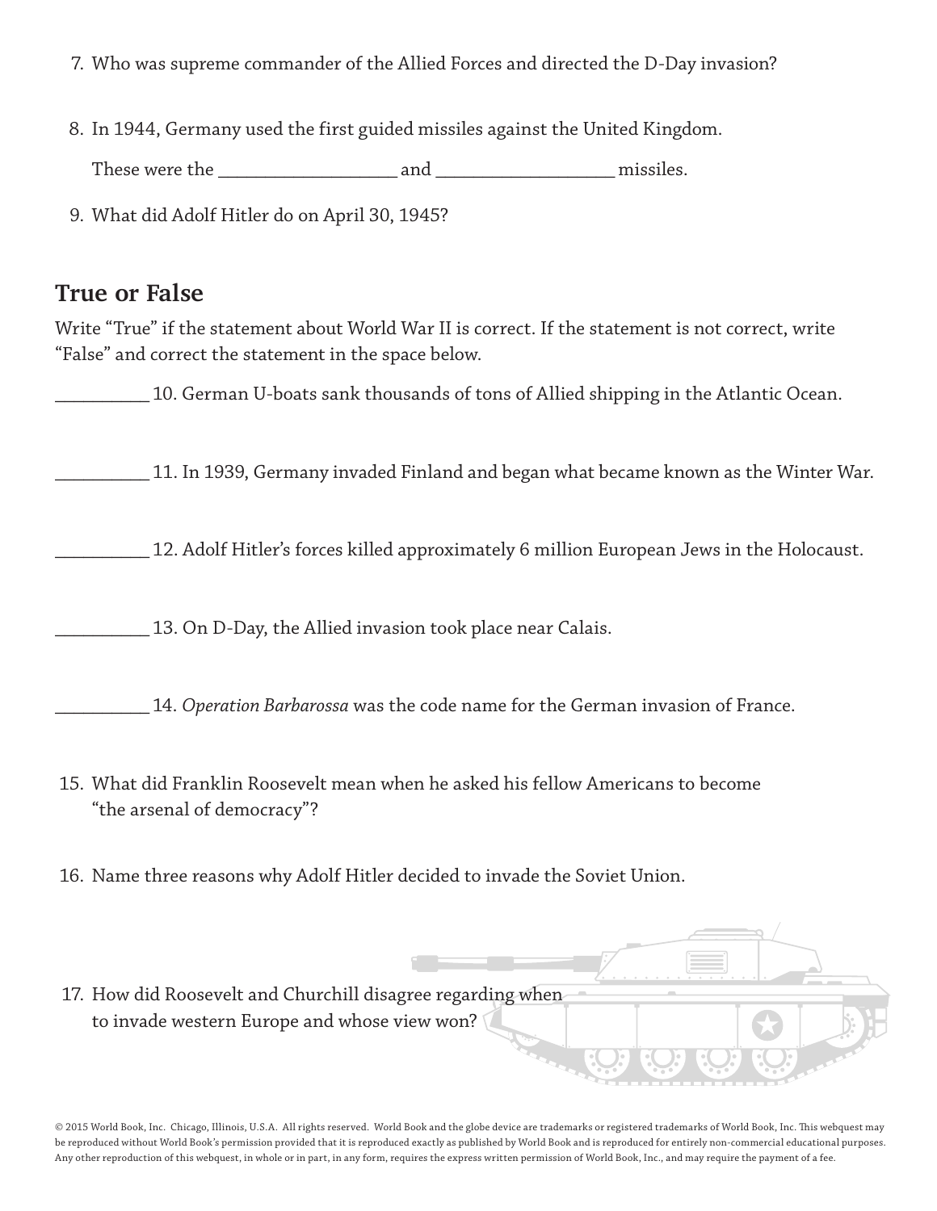7. Who was supreme commander of the Allied Forces and directed the D-Day invasion?

8. In 1944, Germany used the first guided missiles against the United Kingdom.

   These were the ___________________ and ___________________ missiles.

9. What did Adolf Hitler do on April 30, 1945?

## True or False

Write "True" if the statement about World War II is correct. If the statement is not correct, write "False" and correct the statement in the space below.

__________ 10. German U-boats sank thousands of tons of Allied shipping in the Atlantic Ocean.

__________ 11. In 1939, Germany invaded Finland and began what became known as the Winter War.

__________ 12. Adolf Hitler's forces killed approximately 6 million European Jews in the Holocaust.

__________ 13. On D-Day, the Allied invasion took place near Calais.

__________ 14. *Operation Barbarossa* was the code name for the German invasion of France.

15. What did Franklin Roosevelt mean when he asked his fellow Americans to become "the arsenal of democracy"?

16. Name three reasons why Adolf Hitler decided to invade the Soviet Union.

17. How did Roosevelt and Churchill disagree regarding when to invade western Europe and whose view won?

© 2015 World Book, Inc. Chicago, Illinois, U.S.A. All rights reserved. World Book and the globe device are trademarks or registered trademarks of World Book, Inc. This webquest may be reproduced without World Book's permission provided that it is reproduced exactly as published by World Book and is reproduced for entirely non-commercial educational purposes. Any other reproduction of this webquest, in whole or in part, in any form, requires the express written permission of World Book, Inc., and may require the payment of a fee.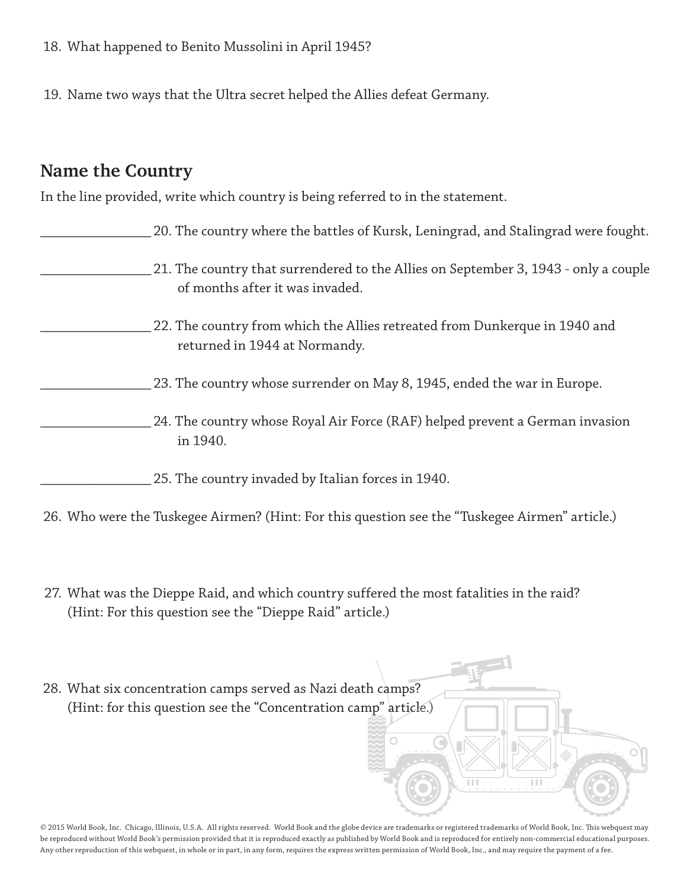18. What happened to Benito Mussolini in April 1945?

19. Name two ways that the Ultra secret helped the Allies defeat Germany.

## Name the Country

In the line provided, write which country is being referred to in the statement.

________________ 20. The country where the battles of Kursk, Leningrad, and Stalingrad were fought.

________________ 21. The country that surrendered to the Allies on September 3, 1943 - only a couple of months after it was invaded.

________________ 22. The country from which the Allies retreated from Dunkerque in 1940 and returned in 1944 at Normandy.

________________ 23. The country whose surrender on May 8, 1945, ended the war in Europe.

________________ 24. The country whose Royal Air Force (RAF) helped prevent a German invasion in 1940.

________________ 25. The country invaded by Italian forces in 1940.

26. Who were the Tuskegee Airmen? (Hint: For this question see the "Tuskegee Airmen" article.)

27. What was the Dieppe Raid, and which country suffered the most fatalities in the raid? (Hint: For this question see the "Dieppe Raid" article.)

28. What six concentration camps served as Nazi death camps? (Hint: for this question see the "Concentration camp" article.)

© 2015 World Book, Inc. Chicago, Illinois, U.S.A. All rights reserved. World Book and the globe device are trademarks or registered trademarks of World Book, Inc. This webquest may be reproduced without World Book's permission provided that it is reproduced exactly as published by World Book and is reproduced for entirely non-commercial educational purposes. Any other reproduction of this webquest, in whole or in part, in any form, requires the express written permission of World Book, Inc., and may require the payment of a fee.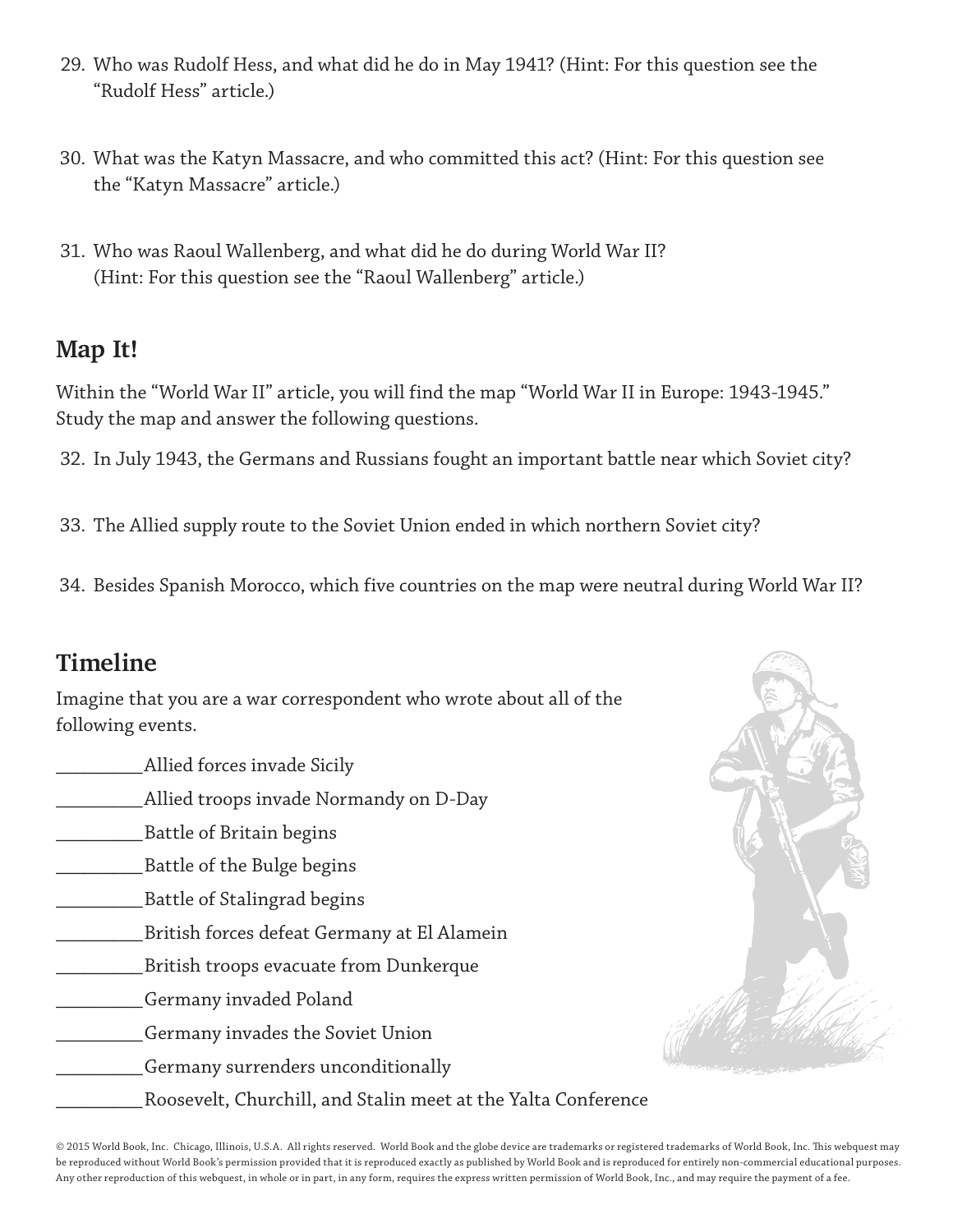29. Who was Rudolf Hess, and what did he do in May 1941? (Hint: For this question see the "Rudolf Hess" article.)

30. What was the Katyn Massacre, and who committed this act? (Hint: For this question see the "Katyn Massacre" article.)

31. Who was Raoul Wallenberg, and what did he do during World War II? (Hint: For this question see the "Raoul Wallenberg" article.)

## Map It!

Within the "World War II" article, you will find the map "World War II in Europe: 1943-1945." Study the map and answer the following questions.

32. In July 1943, the Germans and Russians fought an important battle near which Soviet city?

33. The Allied supply route to the Soviet Union ended in which northern Soviet city?

34. Besides Spanish Morocco, which five countries on the map were neutral during World War II?

## Timeline

Imagine that you are a war correspondent who wrote about all of the following events.

_________Allied forces invade Sicily

_________Allied troops invade Normandy on D-Day

_________Battle of Britain begins

_________Battle of the Bulge begins

_________Battle of Stalingrad begins

_________British forces defeat Germany at El Alamein

_________British troops evacuate from Dunkerque

_________Germany invaded Poland

_________Germany invades the Soviet Union

_________Germany surrenders unconditionally

_________Roosevelt, Churchill, and Stalin meet at the Yalta Conference

© 2015 World Book, Inc. Chicago, Illinois, U.S.A. All rights reserved. World Book and the globe device are trademarks or registered trademarks of World Book, Inc. This webquest may be reproduced without World Book's permission provided that it is reproduced exactly as published by World Book and is reproduced for entirely non-commercial educational purposes. Any other reproduction of this webquest, in whole or in part, in any form, requires the express written permission of World Book, Inc., and may require the payment of a fee.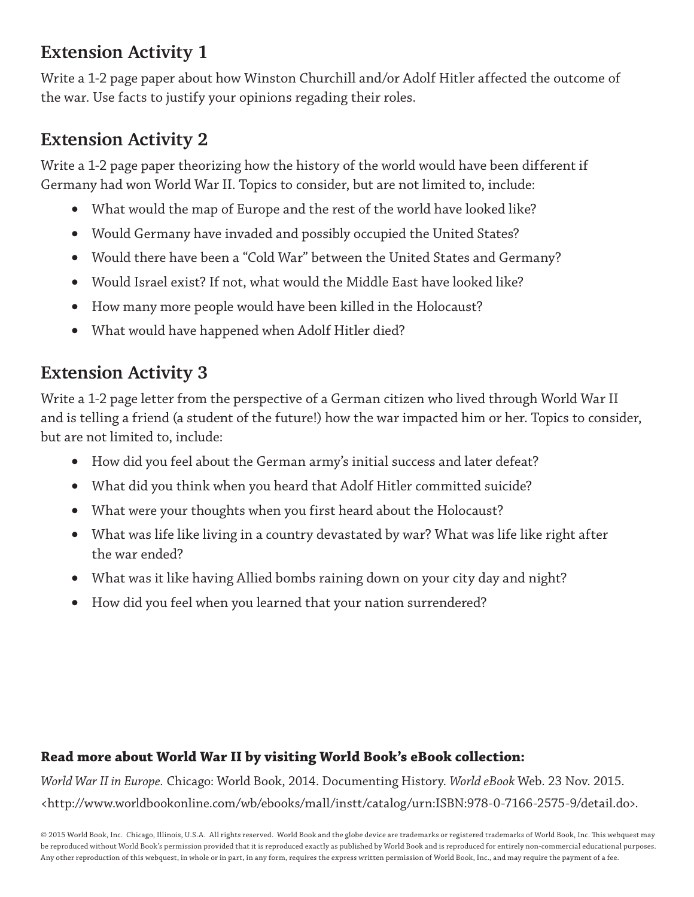## Extension Activity 1

Write a 1-2 page paper about how Winston Churchill and/or Adolf Hitler affected the outcome of the war. Use facts to justify your opinions regading their roles.

## Extension Activity 2

Write a 1-2 page paper theorizing how the history of the world would have been different if Germany had won World War II. Topics to consider, but are not limited to, include:

- What would the map of Europe and the rest of the world have looked like?
- Would Germany have invaded and possibly occupied the United States?
- Would there have been a "Cold War" between the United States and Germany?
- Would Israel exist? If not, what would the Middle East have looked like?
- How many more people would have been killed in the Holocaust?
- What would have happened when Adolf Hitler died?

## Extension Activity 3

Write a 1-2 page letter from the perspective of a German citizen who lived through World War II and is telling a friend (a student of the future!) how the war impacted him or her. Topics to consider, but are not limited to, include:

- How did you feel about the German army's initial success and later defeat?
- What did you think when you heard that Adolf Hitler committed suicide?
- What were your thoughts when you first heard about the Holocaust?
- What was life like living in a country devastated by war? What was life like right after the war ended?
- What was it like having Allied bombs raining down on your city day and night?
- How did you feel when you learned that your nation surrendered?

**Read more about World War II by visiting World Book's eBook collection:**

*World War II in Europe.* Chicago: World Book, 2014. Documenting History. *World eBook* Web. 23 Nov. 2015. <http://www.worldbookonline.com/wb/ebooks/mall/instt/catalog/urn:ISBN:978-0-7166-2575-9/detail.do>.

© 2015 World Book, Inc. Chicago, Illinois, U.S.A. All rights reserved. World Book and the globe device are trademarks or registered trademarks of World Book, Inc. This webquest may be reproduced without World Book's permission provided that it is reproduced exactly as published by World Book and is reproduced for entirely non-commercial educational purposes. Any other reproduction of this webquest, in whole or in part, in any form, requires the express written permission of World Book, Inc., and may require the payment of a fee.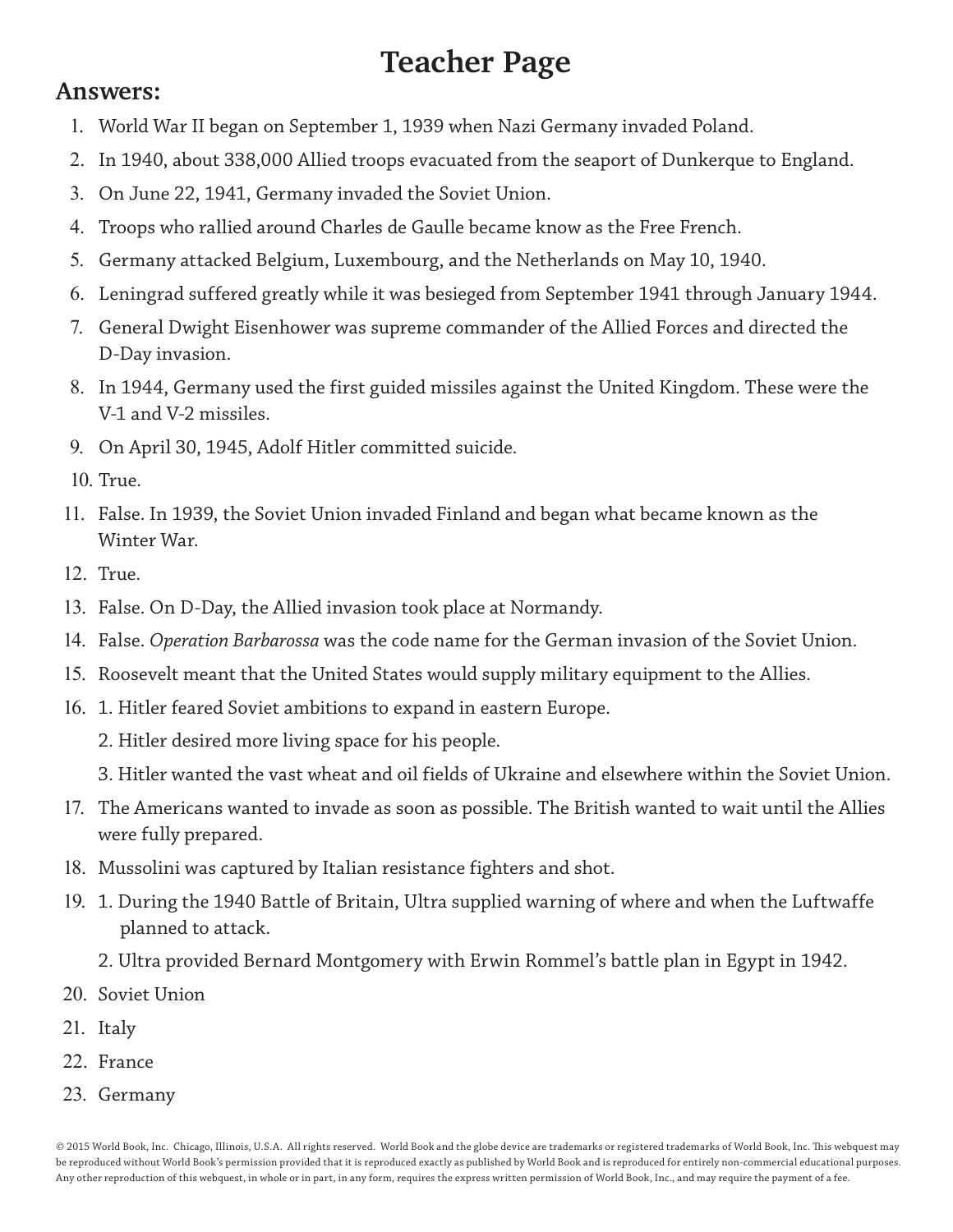# Teacher Page

## Answers:

1. World War II began on September 1, 1939 when Nazi Germany invaded Poland.
2. In 1940, about 338,000 Allied troops evacuated from the seaport of Dunkerque to England.
3. On June 22, 1941, Germany invaded the Soviet Union.
4. Troops who rallied around Charles de Gaulle became know as the Free French.
5. Germany attacked Belgium, Luxembourg, and the Netherlands on May 10, 1940.
6. Leningrad suffered greatly while it was besieged from September 1941 through January 1944.
7. General Dwight Eisenhower was supreme commander of the Allied Forces and directed the D-Day invasion.
8. In 1944, Germany used the first guided missiles against the United Kingdom. These were the V-1 and V-2 missiles.
9. On April 30, 1945, Adolf Hitler committed suicide.
10. True.
11. False. In 1939, the Soviet Union invaded Finland and began what became known as the Winter War.
12. True.
13. False. On D-Day, the Allied invasion took place at Normandy.
14. False. *Operation Barbarossa* was the code name for the German invasion of the Soviet Union.
15. Roosevelt meant that the United States would supply military equipment to the Allies.
16. 1. Hitler feared Soviet ambitions to expand in eastern Europe.

    2. Hitler desired more living space for his people.

    3. Hitler wanted the vast wheat and oil fields of Ukraine and elsewhere within the Soviet Union.
17. The Americans wanted to invade as soon as possible. The British wanted to wait until the Allies were fully prepared.
18. Mussolini was captured by Italian resistance fighters and shot.
19. 1. During the 1940 Battle of Britain, Ultra supplied warning of where and when the Luftwaffe planned to attack.

    2. Ultra provided Bernard Montgomery with Erwin Rommel's battle plan in Egypt in 1942.
20. Soviet Union
21. Italy
22. France
23. Germany

© 2015 World Book, Inc. Chicago, Illinois, U.S.A. All rights reserved. World Book and the globe device are trademarks or registered trademarks of World Book, Inc. This webquest may be reproduced without World Book's permission provided that it is reproduced exactly as published by World Book and is reproduced for entirely non-commercial educational purposes. Any other reproduction of this webquest, in whole or in part, in any form, requires the express written permission of World Book, Inc., and may require the payment of a fee.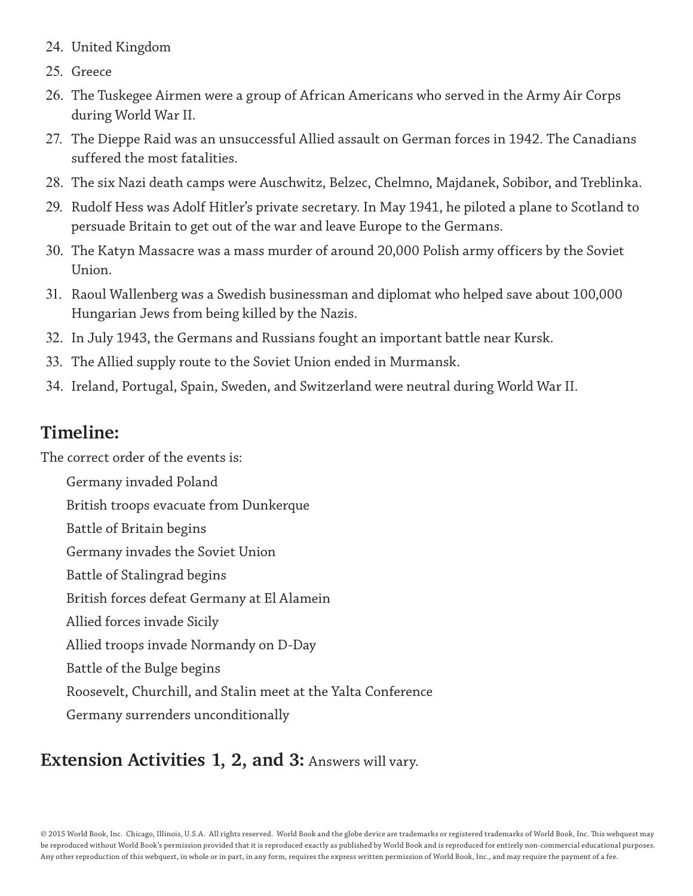24. United Kingdom
25. Greece
26. The Tuskegee Airmen were a group of African Americans who served in the Army Air Corps during World War II.
27. The Dieppe Raid was an unsuccessful Allied assault on German forces in 1942. The Canadians suffered the most fatalities.
28. The six Nazi death camps were Auschwitz, Belzec, Chelmno, Majdanek, Sobibor, and Treblinka.
29. Rudolf Hess was Adolf Hitler's private secretary. In May 1941, he piloted a plane to Scotland to persuade Britain to get out of the war and leave Europe to the Germans.
30. The Katyn Massacre was a mass murder of around 20,000 Polish army officers by the Soviet Union.
31. Raoul Wallenberg was a Swedish businessman and diplomat who helped save about 100,000 Hungarian Jews from being killed by the Nazis.
32. In July 1943, the Germans and Russians fought an important battle near Kursk.
33. The Allied supply route to the Soviet Union ended in Murmansk.
34. Ireland, Portugal, Spain, Sweden, and Switzerland were neutral during World War II.

## Timeline:

The correct order of the events is:

Germany invaded Poland
British troops evacuate from Dunkerque
Battle of Britain begins
Germany invades the Soviet Union
Battle of Stalingrad begins
British forces defeat Germany at El Alamein
Allied forces invade Sicily
Allied troops invade Normandy on D-Day
Battle of the Bulge begins
Roosevelt, Churchill, and Stalin meet at the Yalta Conference
Germany surrenders unconditionally

## Extension Activities 1, 2, and 3: Answers will vary.

© 2015 World Book, Inc. Chicago, Illinois, U.S.A. All rights reserved. World Book and the globe device are trademarks or registered trademarks of World Book, Inc. This webquest may be reproduced without World Book's permission provided that it is reproduced exactly as published by World Book and is reproduced for entirely non-commercial educational purposes. Any other reproduction of this webquest, in whole or in part, in any form, requires the express written permission of World Book, Inc., and may require the payment of a fee.